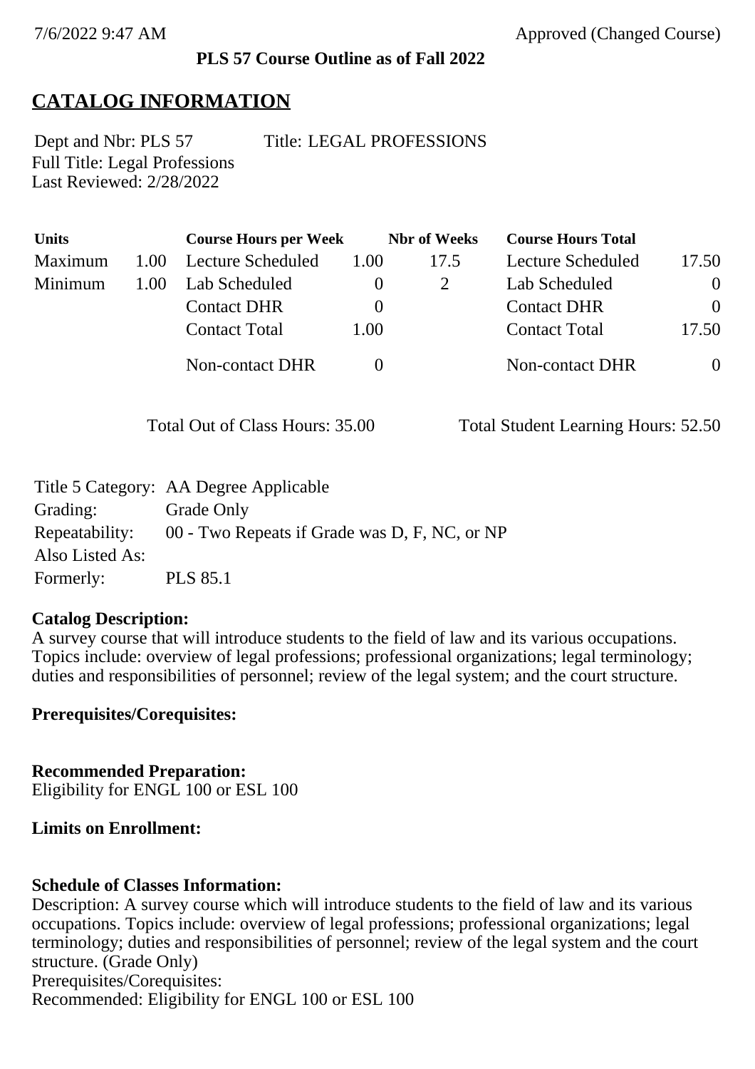7/6/2022 9:47 AM Approved (Changed Course)

**PLS 57 Course Outline as of Fall 2022**

# CATALOG INFORMATION

Dept and Nbr: PLS 57 Title: LEGAL PROFESSIONS
Full Title: Legal Professions
Last Reviewed: 2/28/2022

| Units | | Course Hours per Week | | Nbr of Weeks | Course Hours Total | |
|---|---|---|---|---|---|---|
| Maximum | 1.00 | Lecture Scheduled | 1.00 | 17.5 | Lecture Scheduled | 17.50 |
| Minimum | 1.00 | Lab Scheduled | 0 | 2 | Lab Scheduled | 0 |
| | | Contact DHR | 0 | | Contact DHR | 0 |
| | | Contact Total | 1.00 | | Contact Total | 17.50 |
| | | Non-contact DHR | 0 | | Non-contact DHR | 0 |

Total Out of Class Hours: 35.00 Total Student Learning Hours: 52.50

| | |
|---|---|
| Title 5 Category: | AA Degree Applicable |
| Grading: | Grade Only |
| Repeatability: | 00 - Two Repeats if Grade was D, F, NC, or NP |
| Also Listed As: | |
| Formerly: | PLS 85.1 |

**Catalog Description:**
A survey course that will introduce students to the field of law and its various occupations. Topics include: overview of legal professions; professional organizations; legal terminology; duties and responsibilities of personnel; review of the legal system; and the court structure.

**Prerequisites/Corequisites:**

**Recommended Preparation:**
Eligibility for ENGL 100 or ESL 100

**Limits on Enrollment:**

**Schedule of Classes Information:**
Description: A survey course which will introduce students to the field of law and its various occupations. Topics include: overview of legal professions; professional organizations; legal terminology; duties and responsibilities of personnel; review of the legal system and the court structure. (Grade Only)
Prerequisites/Corequisites:
Recommended: Eligibility for ENGL 100 or ESL 100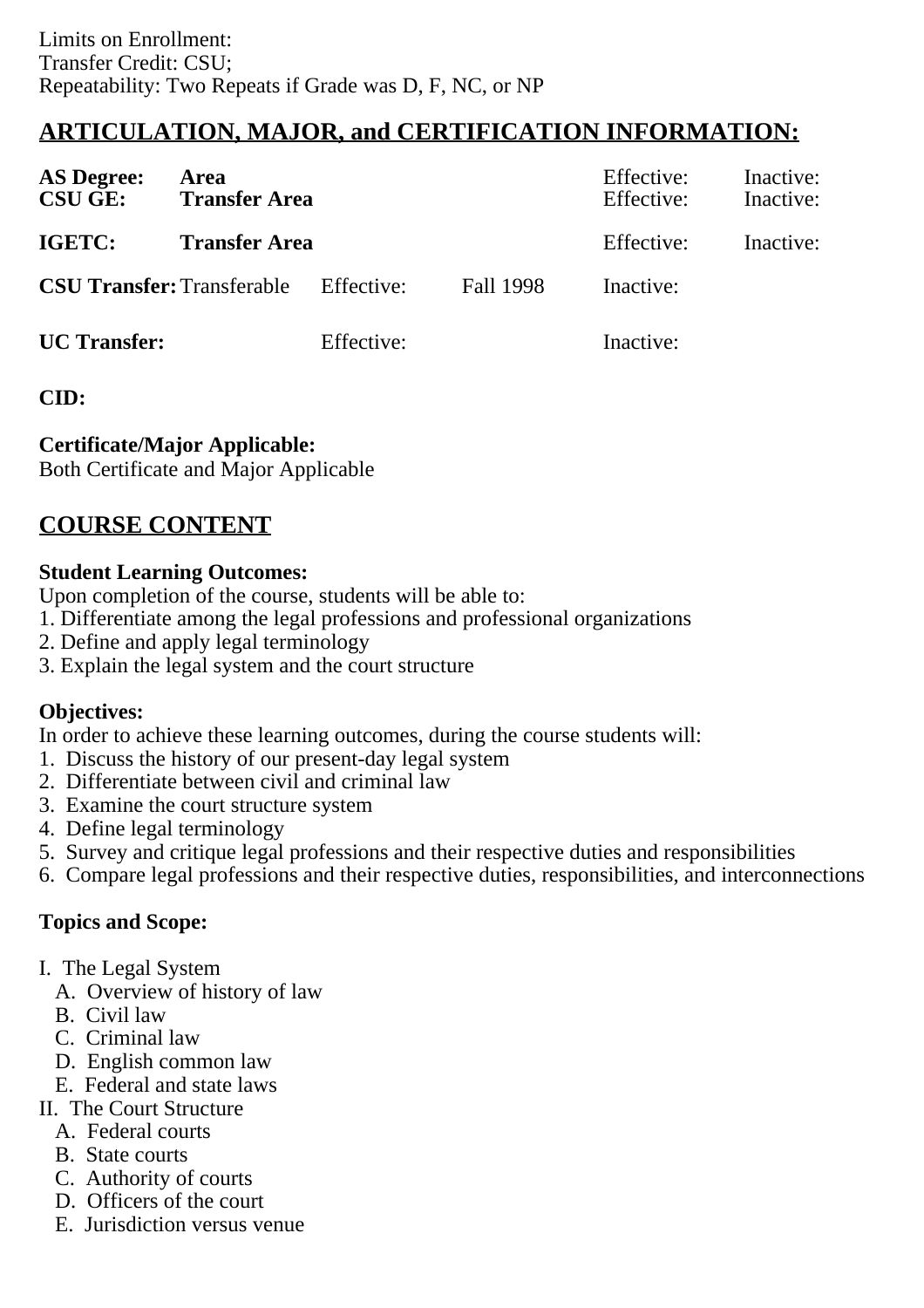Limits on Enrollment:
Transfer Credit: CSU;
Repeatability: Two Repeats if Grade was D, F, NC, or NP

## ARTICULATION, MAJOR, and CERTIFICATION INFORMATION:

| | | | | | |
|---|---|---|---|---|---|
| **AS Degree:** | **Area** | | | Effective: | Inactive: |
| **CSU GE:** | **Transfer Area** | | | Effective: | Inactive: |
| **IGETC:** | **Transfer Area** | | | Effective: | Inactive: |
| **CSU Transfer:** | Transferable | Effective: | Fall 1998 | Inactive: | |
| **UC Transfer:** | | Effective: | | Inactive: | |

**CID:**

**Certificate/Major Applicable:**
Both Certificate and Major Applicable

## COURSE CONTENT

**Student Learning Outcomes:**
Upon completion of the course, students will be able to:
1. Differentiate among the legal professions and professional organizations
2. Define and apply legal terminology
3. Explain the legal system and the court structure

**Objectives:**
In order to achieve these learning outcomes, during the course students will:
1. Discuss the history of our present-day legal system
2. Differentiate between civil and criminal law
3. Examine the court structure system
4. Define legal terminology
5. Survey and critique legal professions and their respective duties and responsibilities
6. Compare legal professions and their respective duties, responsibilities, and interconnections

**Topics and Scope:**

I. The Legal System
   A. Overview of history of law
   B. Civil law
   C. Criminal law
   D. English common law
   E. Federal and state laws
II. The Court Structure
   A. Federal courts
   B. State courts
   C. Authority of courts
   D. Officers of the court
   E. Jurisdiction versus venue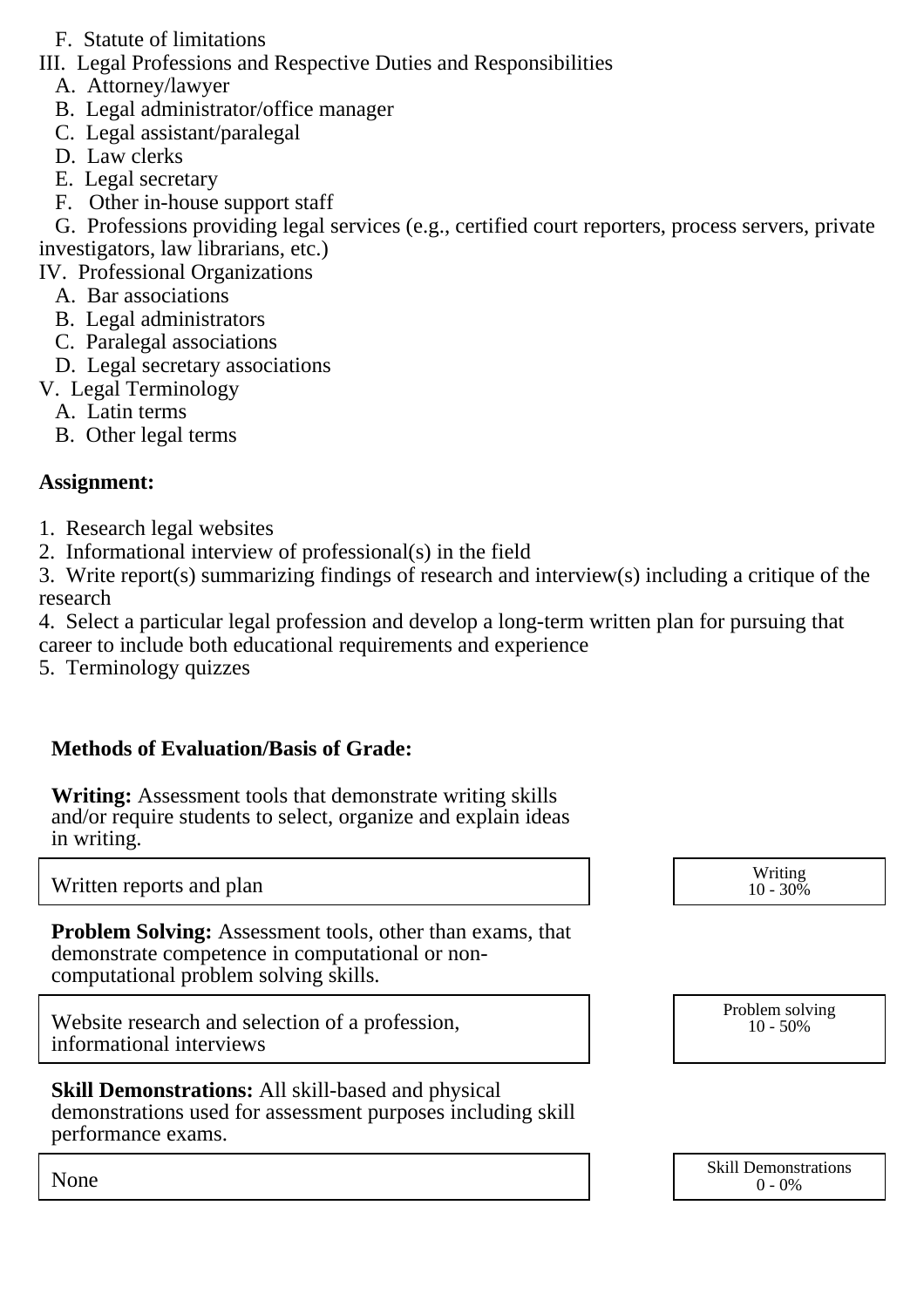F. Statute of limitations

III. Legal Professions and Respective Duties and Responsibilities
   A. Attorney/lawyer
   B. Legal administrator/office manager
   C. Legal assistant/paralegal
   D. Law clerks
   E. Legal secretary
   F. Other in-house support staff
   G. Professions providing legal services (e.g., certified court reporters, process servers, private investigators, law librarians, etc.)

IV. Professional Organizations
   A. Bar associations
   B. Legal administrators
   C. Paralegal associations
   D. Legal secretary associations

V. Legal Terminology
   A. Latin terms
   B. Other legal terms

**Assignment:**

1. Research legal websites
2. Informational interview of professional(s) in the field
3. Write report(s) summarizing findings of research and interview(s) including a critique of the research
4. Select a particular legal profession and develop a long-term written plan for pursuing that career to include both educational requirements and experience
5. Terminology quizzes

**Methods of Evaluation/Basis of Grade:**

**Writing:** Assessment tools that demonstrate writing skills and/or require students to select, organize and explain ideas in writing.

| Written reports and plan | Writing 10 - 30% |
|---|---|

**Problem Solving:** Assessment tools, other than exams, that demonstrate competence in computational or non-computational problem solving skills.

| Website research and selection of a profession, informational interviews | Problem solving 10 - 50% |
|---|---|

**Skill Demonstrations:** All skill-based and physical demonstrations used for assessment purposes including skill performance exams.

| None | Skill Demonstrations 0 - 0% |
|---|---|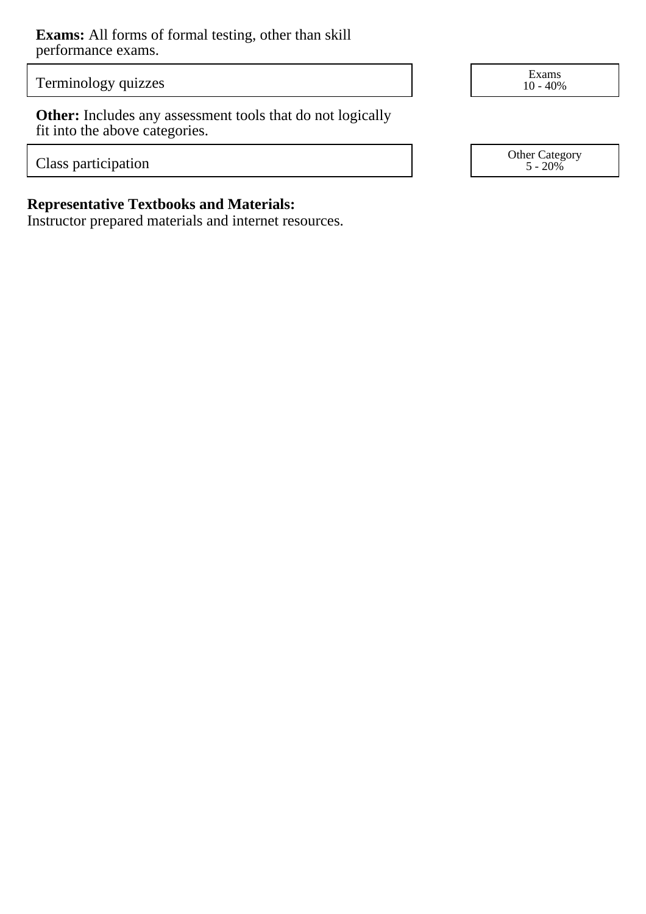**Exams:** All forms of formal testing, other than skill performance exams.

| | |
|---|---|
| Terminology quizzes | Exams<br>10 - 40% |

**Other:** Includes any assessment tools that do not logically fit into the above categories.

| | |
|---|---|
| Class participation | Other Category<br>5 - 20% |

**Representative Textbooks and Materials:**
Instructor prepared materials and internet resources.